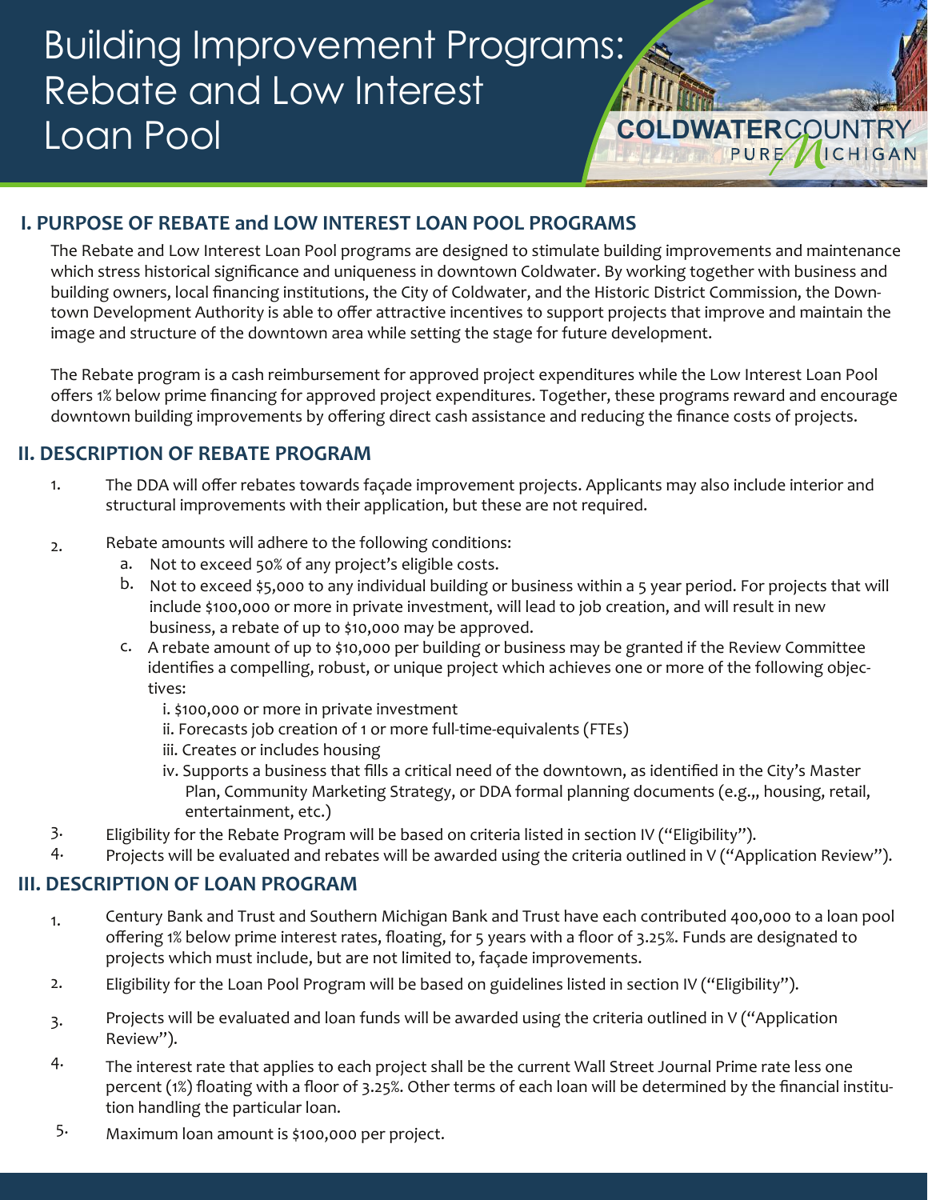# Building Improvement Programs: Rebate and Low Interest Loan Pool

COLDWATER COUNTRY
PURE MICHIGAN

## I. PURPOSE OF REBATE and LOW INTEREST LOAN POOL PROGRAMS

The Rebate and Low Interest Loan Pool programs are designed to stimulate building improvements and maintenance which stress historical significance and uniqueness in downtown Coldwater. By working together with business and building owners, local financing institutions, the City of Coldwater, and the Historic District Commission, the Downtown Development Authority is able to offer attractive incentives to support projects that improve and maintain the image and structure of the downtown area while setting the stage for future development.

The Rebate program is a cash reimbursement for approved project expenditures while the Low Interest Loan Pool offers 1% below prime financing for approved project expenditures. Together, these programs reward and encourage downtown building improvements by offering direct cash assistance and reducing the finance costs of projects.

## II. DESCRIPTION OF REBATE PROGRAM

1. The DDA will offer rebates towards façade improvement projects. Applicants may also include interior and structural improvements with their application, but these are not required.
2. Rebate amounts will adhere to the following conditions:
   a. Not to exceed 50% of any project's eligible costs.
   b. Not to exceed $5,000 to any individual building or business within a 5 year period. For projects that will include $100,000 or more in private investment, will lead to job creation, and will result in new business, a rebate of up to $10,000 may be approved.
   c. A rebate amount of up to $10,000 per building or business may be granted if the Review Committee identifies a compelling, robust, or unique project which achieves one or more of the following objectives:
      i. $100,000 or more in private investment
      ii. Forecasts job creation of 1 or more full-time-equivalents (FTEs)
      iii. Creates or includes housing
      iv. Supports a business that fills a critical need of the downtown, as identified in the City's Master Plan, Community Marketing Strategy, or DDA formal planning documents (e.g.,, housing, retail, entertainment, etc.)
3. Eligibility for the Rebate Program will be based on criteria listed in section IV ("Eligibility").
4. Projects will be evaluated and rebates will be awarded using the criteria outlined in V ("Application Review").

## III. DESCRIPTION OF LOAN PROGRAM

1. Century Bank and Trust and Southern Michigan Bank and Trust have each contributed 400,000 to a loan pool offering 1% below prime interest rates, floating, for 5 years with a floor of 3.25%. Funds are designated to projects which must include, but are not limited to, façade improvements.
2. Eligibility for the Loan Pool Program will be based on guidelines listed in section IV ("Eligibility").
3. Projects will be evaluated and loan funds will be awarded using the criteria outlined in V ("Application Review").
4. The interest rate that applies to each project shall be the current Wall Street Journal Prime rate less one percent (1%) floating with a floor of 3.25%. Other terms of each loan will be determined by the financial institution handling the particular loan.
5. Maximum loan amount is $100,000 per project.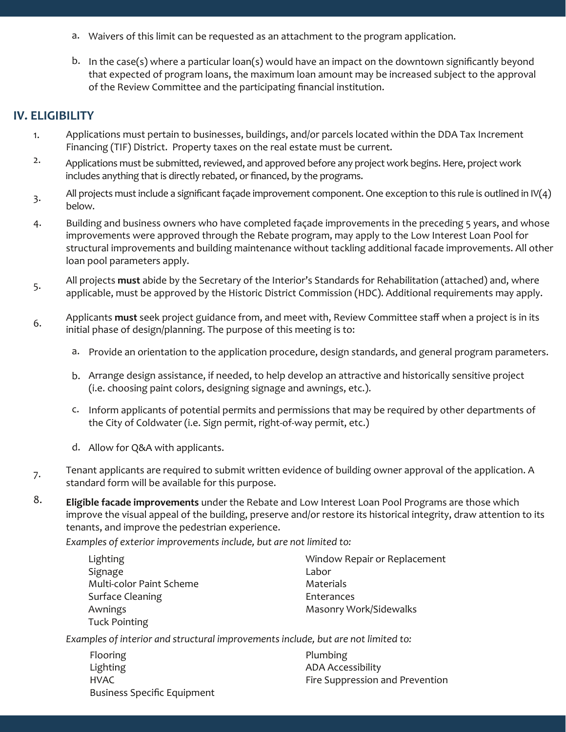a. Waivers of this limit can be requested as an attachment to the program application.

b. In the case(s) where a particular loan(s) would have an impact on the downtown significantly beyond that expected of program loans, the maximum loan amount may be increased subject to the approval of the Review Committee and the participating financial institution.

## IV. ELIGIBILITY

1. Applications must pertain to businesses, buildings, and/or parcels located within the DDA Tax Increment Financing (TIF) District. Property taxes on the real estate must be current.
2. Applications must be submitted, reviewed, and approved before any project work begins. Here, project work includes anything that is directly rebated, or financed, by the programs.
3. All projects must include a significant façade improvement component. One exception to this rule is outlined in IV(4) below.
4. Building and business owners who have completed façade improvements in the preceding 5 years, and whose improvements were approved through the Rebate program, may apply to the Low Interest Loan Pool for structural improvements and building maintenance without tackling additional facade improvements. All other loan pool parameters apply.
5. All projects **must** abide by the Secretary of the Interior's Standards for Rehabilitation (attached) and, where applicable, must be approved by the Historic District Commission (HDC). Additional requirements may apply.
6. Applicants **must** seek project guidance from, and meet with, Review Committee staff when a project is in its initial phase of design/planning. The purpose of this meeting is to:
   a. Provide an orientation to the application procedure, design standards, and general program parameters.
   b. Arrange design assistance, if needed, to help develop an attractive and historically sensitive project (i.e. choosing paint colors, designing signage and awnings, etc.).
   c. Inform applicants of potential permits and permissions that may be required by other departments of the City of Coldwater (i.e. Sign permit, right-of-way permit, etc.)
   d. Allow for Q&A with applicants.
7. Tenant applicants are required to submit written evidence of building owner approval of the application. A standard form will be available for this purpose.
8. **Eligible facade improvements** under the Rebate and Low Interest Loan Pool Programs are those which improve the visual appeal of the building, preserve and/or restore its historical integrity, draw attention to its tenants, and improve the pedestrian experience.

   *Examples of exterior improvements include, but are not limited to:*

   - Lighting
   - Signage
   - Multi-color Paint Scheme
   - Surface Cleaning
   - Awnings
   - Tuck Pointing
   - Window Repair or Replacement
   - Labor
   - Materials
   - Enterances
   - Masonry Work/Sidewalks

   *Examples of interior and structural improvements include, but are not limited to:*

   - Flooring
   - Lighting
   - HVAC
   - Business Specific Equipment
   - Plumbing
   - ADA Accessibility
   - Fire Suppression and Prevention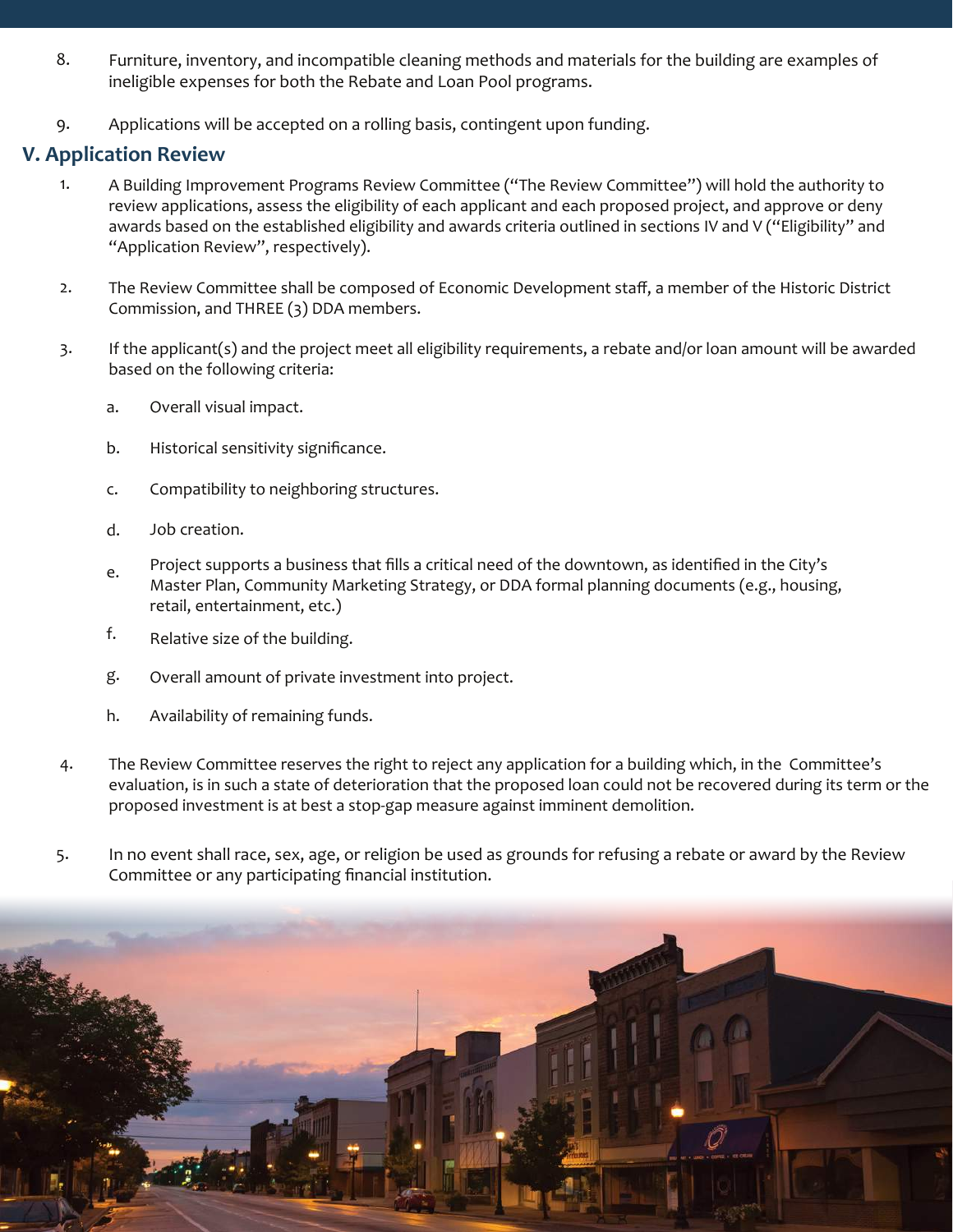8. Furniture, inventory, and incompatible cleaning methods and materials for the building are examples of ineligible expenses for both the Rebate and Loan Pool programs.

9. Applications will be accepted on a rolling basis, contingent upon funding.

## V. Application Review

1. A Building Improvement Programs Review Committee ("The Review Committee") will hold the authority to review applications, assess the eligibility of each applicant and each proposed project, and approve or deny awards based on the established eligibility and awards criteria outlined in sections IV and V ("Eligibility" and "Application Review", respectively).

2. The Review Committee shall be composed of Economic Development staff, a member of the Historic District Commission, and THREE (3) DDA members.

3. If the applicant(s) and the project meet all eligibility requirements, a rebate and/or loan amount will be awarded based on the following criteria:

   a. Overall visual impact.

   b. Historical sensitivity significance.

   c. Compatibility to neighboring structures.

   d. Job creation.

   e. Project supports a business that fills a critical need of the downtown, as identified in the City's Master Plan, Community Marketing Strategy, or DDA formal planning documents (e.g., housing, retail, entertainment, etc.)

   f. Relative size of the building.

   g. Overall amount of private investment into project.

   h. Availability of remaining funds.

4. The Review Committee reserves the right to reject any application for a building which, in the Committee's evaluation, is in such a state of deterioration that the proposed loan could not be recovered during its term or the proposed investment is at best a stop-gap measure against imminent demolition.

5. In no event shall race, sex, age, or religion be used as grounds for refusing a rebate or award by the Review Committee or any participating financial institution.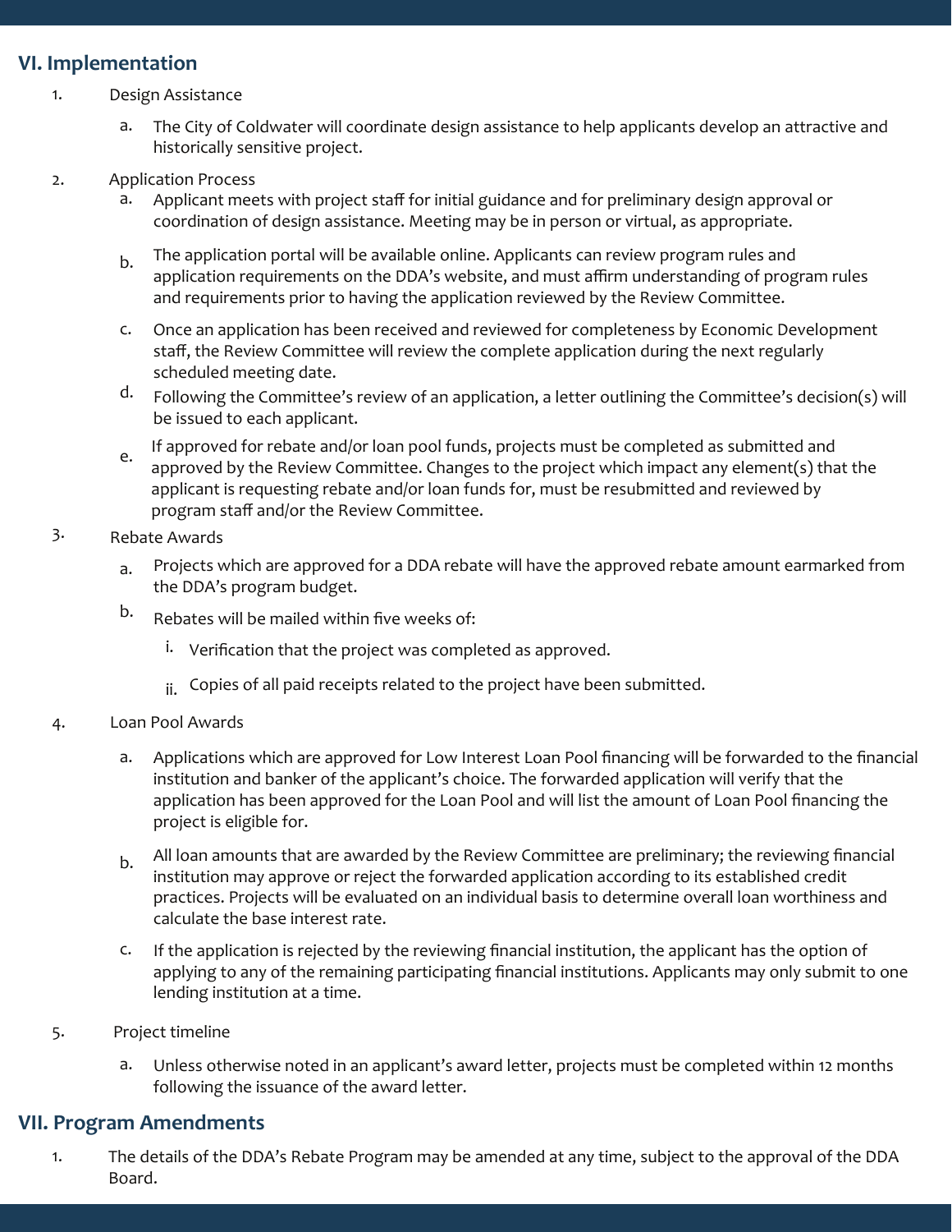## VI. Implementation

1. Design Assistance
   a. The City of Coldwater will coordinate design assistance to help applicants develop an attractive and historically sensitive project.
2. Application Process
   a. Applicant meets with project staff for initial guidance and for preliminary design approval or coordination of design assistance. Meeting may be in person or virtual, as appropriate.
   b. The application portal will be available online. Applicants can review program rules and application requirements on the DDA's website, and must affirm understanding of program rules and requirements prior to having the application reviewed by the Review Committee.
   c. Once an application has been received and reviewed for completeness by Economic Development staff, the Review Committee will review the complete application during the next regularly scheduled meeting date.
   d. Following the Committee's review of an application, a letter outlining the Committee's decision(s) will be issued to each applicant.
   e. If approved for rebate and/or loan pool funds, projects must be completed as submitted and approved by the Review Committee. Changes to the project which impact any element(s) that the applicant is requesting rebate and/or loan funds for, must be resubmitted and reviewed by program staff and/or the Review Committee.
3. Rebate Awards
   a. Projects which are approved for a DDA rebate will have the approved rebate amount earmarked from the DDA's program budget.
   b. Rebates will be mailed within five weeks of:
      i. Verification that the project was completed as approved.
      ii. Copies of all paid receipts related to the project have been submitted.
4. Loan Pool Awards
   a. Applications which are approved for Low Interest Loan Pool financing will be forwarded to the financial institution and banker of the applicant's choice. The forwarded application will verify that the application has been approved for the Loan Pool and will list the amount of Loan Pool financing the project is eligible for.
   b. All loan amounts that are awarded by the Review Committee are preliminary; the reviewing financial institution may approve or reject the forwarded application according to its established credit practices. Projects will be evaluated on an individual basis to determine overall loan worthiness and calculate the base interest rate.
   c. If the application is rejected by the reviewing financial institution, the applicant has the option of applying to any of the remaining participating financial institutions. Applicants may only submit to one lending institution at a time.
5. Project timeline
   a. Unless otherwise noted in an applicant's award letter, projects must be completed within 12 months following the issuance of the award letter.

## VII. Program Amendments

1. The details of the DDA's Rebate Program may be amended at any time, subject to the approval of the DDA Board.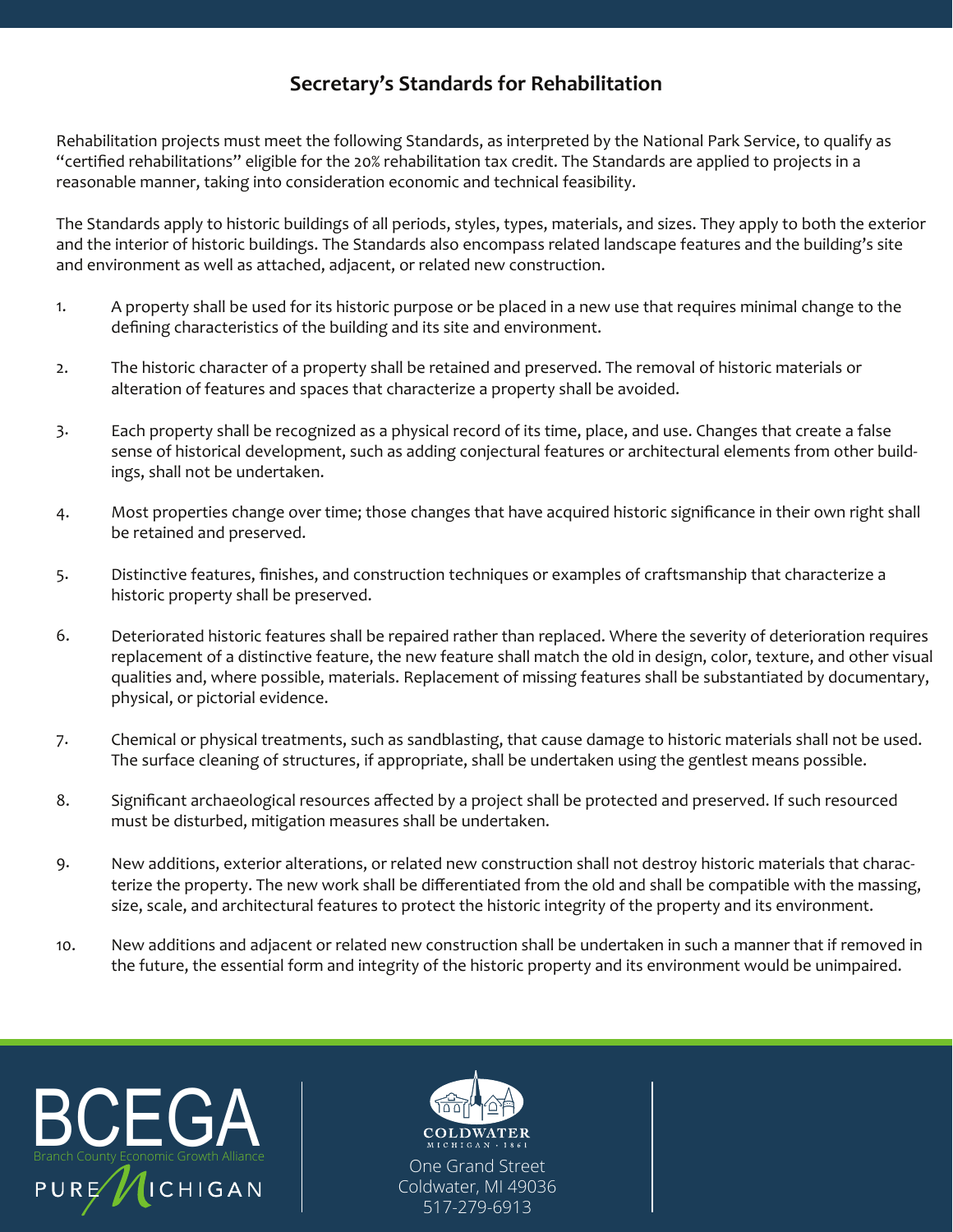## Secretary's Standards for Rehabilitation

Rehabilitation projects must meet the following Standards, as interpreted by the National Park Service, to qualify as "certified rehabilitations" eligible for the 20% rehabilitation tax credit. The Standards are applied to projects in a reasonable manner, taking into consideration economic and technical feasibility.

The Standards apply to historic buildings of all periods, styles, types, materials, and sizes. They apply to both the exterior and the interior of historic buildings. The Standards also encompass related landscape features and the building's site and environment as well as attached, adjacent, or related new construction.

1. A property shall be used for its historic purpose or be placed in a new use that requires minimal change to the defining characteristics of the building and its site and environment.

2. The historic character of a property shall be retained and preserved. The removal of historic materials or alteration of features and spaces that characterize a property shall be avoided.

3. Each property shall be recognized as a physical record of its time, place, and use. Changes that create a false sense of historical development, such as adding conjectural features or architectural elements from other buildings, shall not be undertaken.

4. Most properties change over time; those changes that have acquired historic significance in their own right shall be retained and preserved.

5. Distinctive features, finishes, and construction techniques or examples of craftsmanship that characterize a historic property shall be preserved.

6. Deteriorated historic features shall be repaired rather than replaced. Where the severity of deterioration requires replacement of a distinctive feature, the new feature shall match the old in design, color, texture, and other visual qualities and, where possible, materials. Replacement of missing features shall be substantiated by documentary, physical, or pictorial evidence.

7. Chemical or physical treatments, such as sandblasting, that cause damage to historic materials shall not be used. The surface cleaning of structures, if appropriate, shall be undertaken using the gentlest means possible.

8. Significant archaeological resources affected by a project shall be protected and preserved. If such resourced must be disturbed, mitigation measures shall be undertaken.

9. New additions, exterior alterations, or related new construction shall not destroy historic materials that characterize the property. The new work shall be differentiated from the old and shall be compatible with the massing, size, scale, and architectural features to protect the historic integrity of the property and its environment.

10. New additions and adjacent or related new construction shall be undertaken in such a manner that if removed in the future, the essential form and integrity of the historic property and its environment would be unimpaired.

BCEGA
Branch County Economic Growth Alliance
PURE MICHIGAN

COLDWATER
MICHIGAN · 1861
One Grand Street
Coldwater, MI 49036
517-279-6913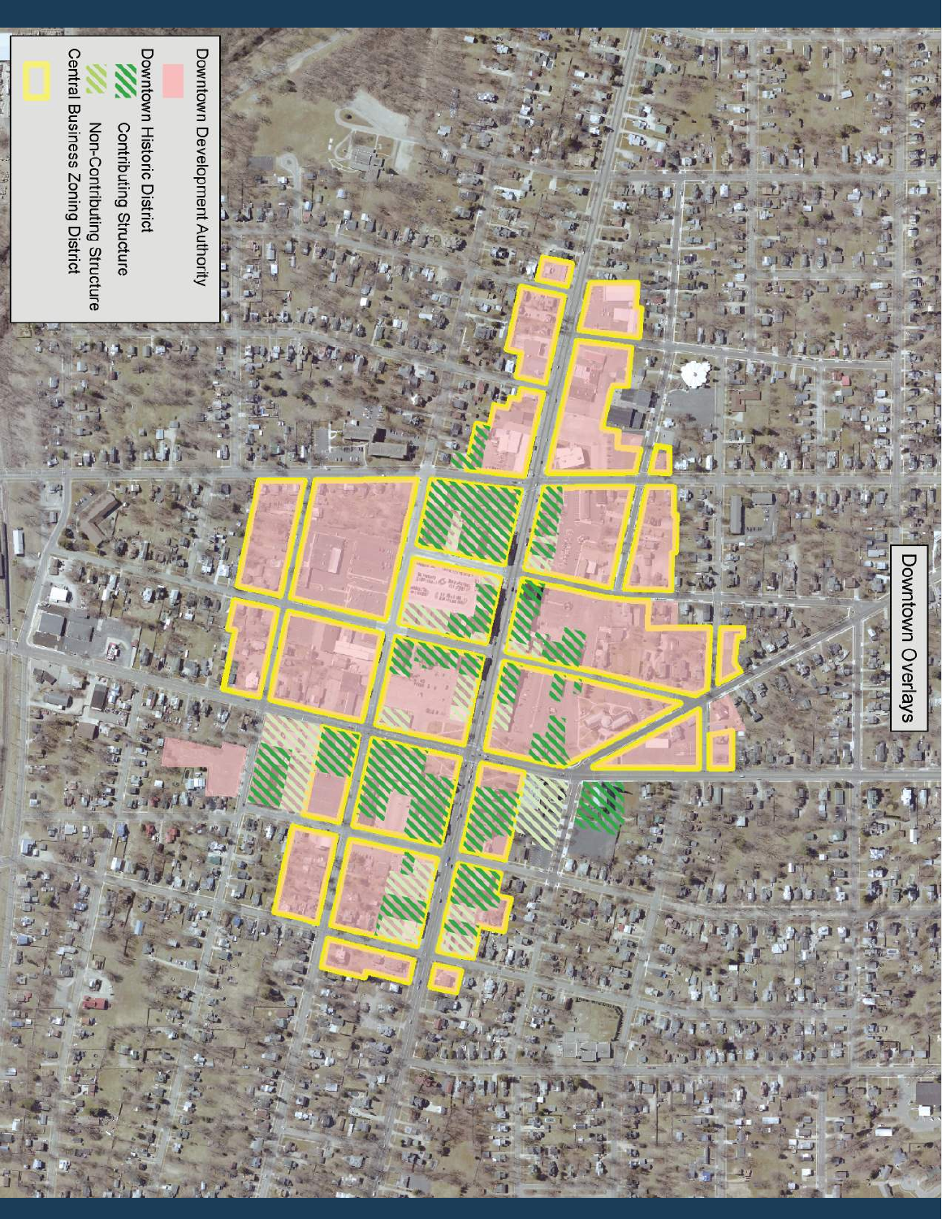Downtown Overlays

Downtown Development Authority

Downtown Historic District

Contributing Structure

Non-Contributing Structure

Central Business Zoning District